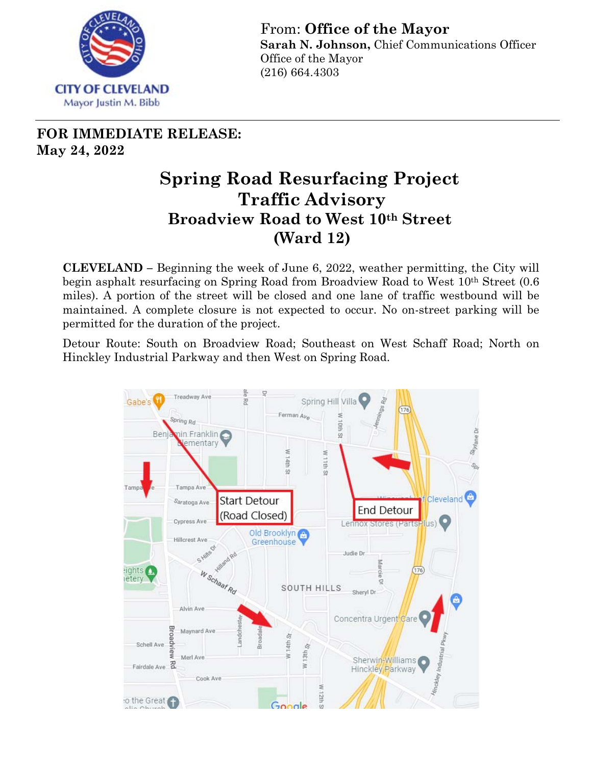**CITY OF CLEVELAND**
Mayor Justin M. Bibb

From: **Office of the Mayor**
**Sarah N. Johnson,** Chief Communications Officer
Office of the Mayor
(216) 664.4303

**FOR IMMEDIATE RELEASE:**
**May 24, 2022**

# Spring Road Resurfacing Project
# Traffic Advisory
## Broadview Road to West 10th Street
## (Ward 12)

**CLEVELAND** – Beginning the week of June 6, 2022, weather permitting, the City will begin asphalt resurfacing on Spring Road from Broadview Road to West 10th Street (0.6 miles). A portion of the street will be closed and one lane of traffic westbound will be maintained. A complete closure is not expected to occur. No on-street parking will be permitted for the duration of the project.

Detour Route: South on Broadview Road; Southeast on West Schaff Road; North on Hinckley Industrial Parkway and then West on Spring Road.

Start Detour (Road Closed)

End Detour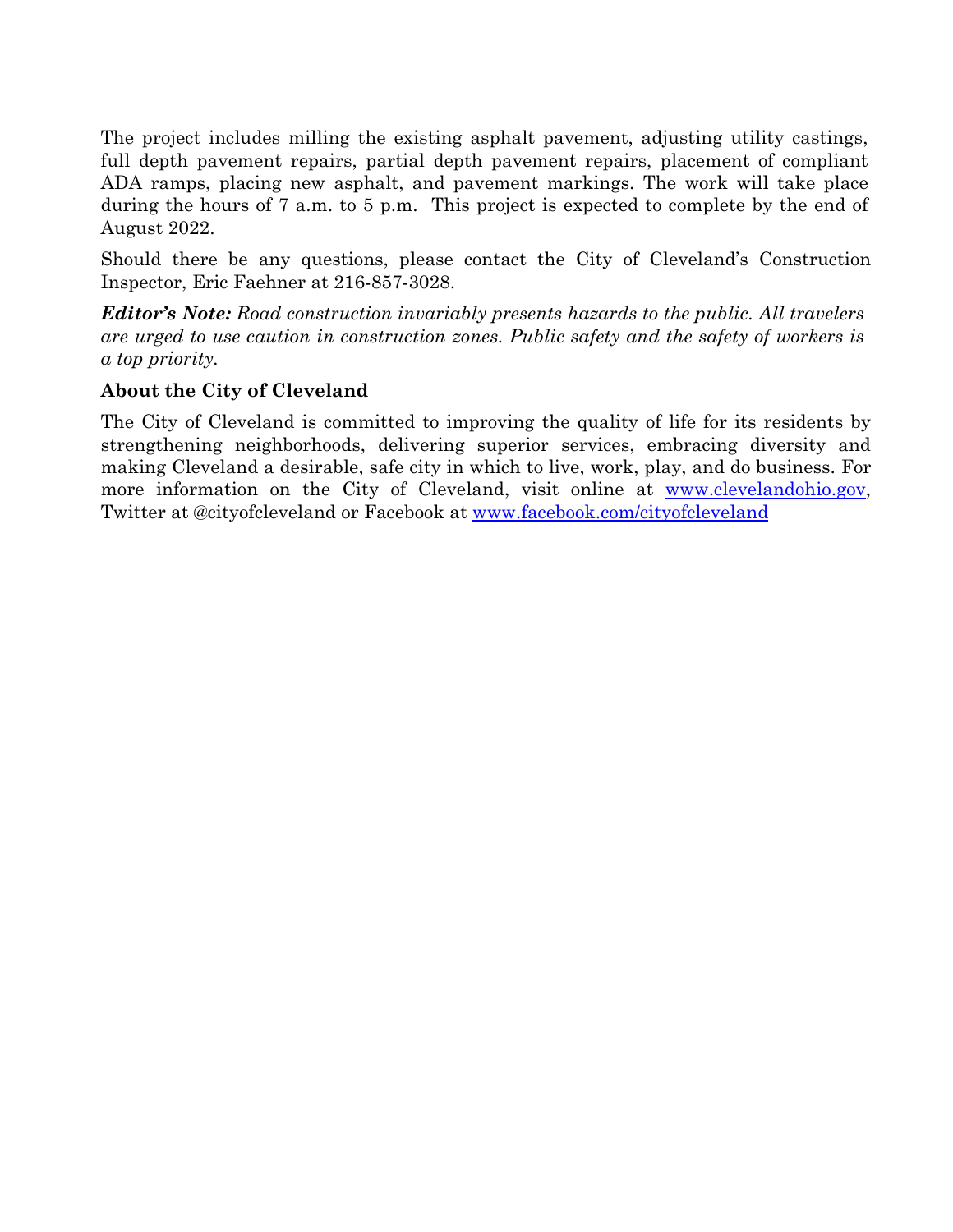The project includes milling the existing asphalt pavement, adjusting utility castings, full depth pavement repairs, partial depth pavement repairs, placement of compliant ADA ramps, placing new asphalt, and pavement markings. The work will take place during the hours of 7 a.m. to 5 p.m.  This project is expected to complete by the end of August 2022.

Should there be any questions, please contact the City of Cleveland's Construction Inspector, Eric Faehner at 216-857-3028.

***Editor's Note:*** *Road construction invariably presents hazards to the public. All travelers are urged to use caution in construction zones. Public safety and the safety of workers is a top priority.*

**About the City of Cleveland**

The City of Cleveland is committed to improving the quality of life for its residents by strengthening neighborhoods, delivering superior services, embracing diversity and making Cleveland a desirable, safe city in which to live, work, play, and do business. For more information on the City of Cleveland, visit online at www.clevelandohio.gov, Twitter at @cityofcleveland or Facebook at www.facebook.com/cityofcleveland